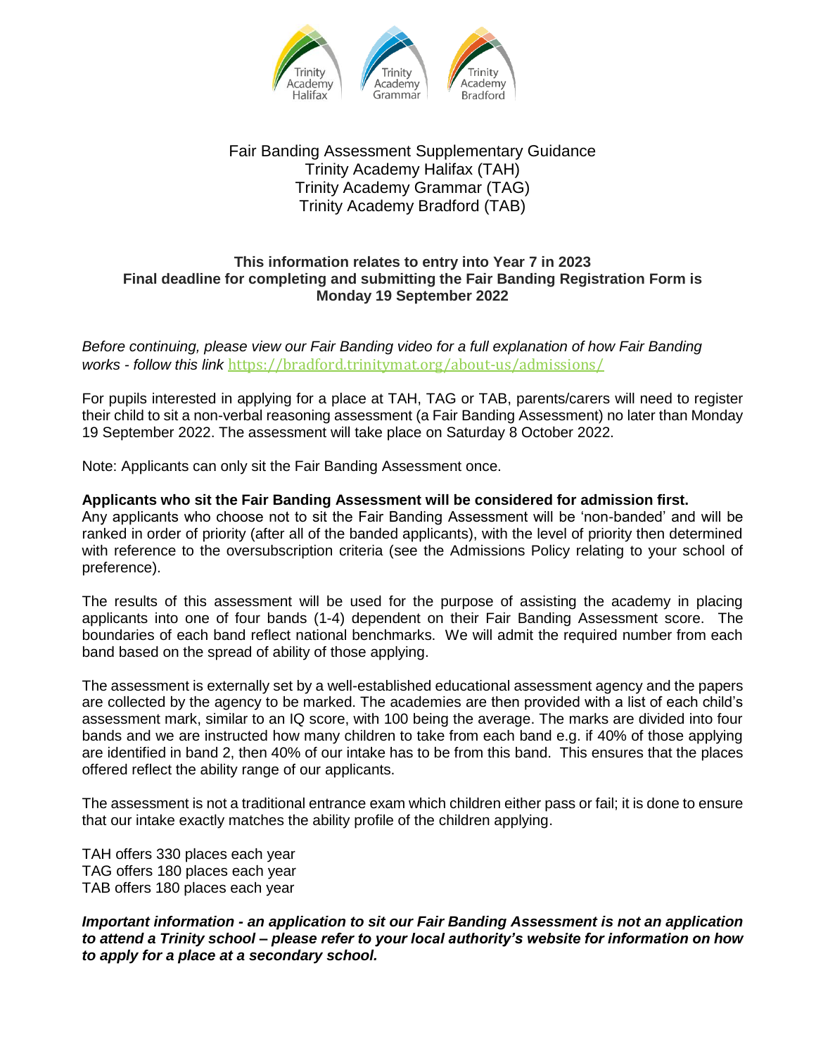# Fair Banding Assessment Supplementary Guidance
## Trinity Academy Halifax (TAH)
## Trinity Academy Grammar (TAG)
## Trinity Academy Bradford (TAB)

**This information relates to entry into Year 7 in 2023**
**Final deadline for completing and submitting the Fair Banding Registration Form is Monday 19 September 2022**

*Before continuing, please view our Fair Banding video for a full explanation of how Fair Banding works - follow this link* https://bradford.trinitymat.org/about-us/admissions/

For pupils interested in applying for a place at TAH, TAG or TAB, parents/carers will need to register their child to sit a non-verbal reasoning assessment (a Fair Banding Assessment) no later than Monday 19 September 2022. The assessment will take place on Saturday 8 October 2022.

Note: Applicants can only sit the Fair Banding Assessment once.

**Applicants who sit the Fair Banding Assessment will be considered for admission first.**
Any applicants who choose not to sit the Fair Banding Assessment will be 'non-banded' and will be ranked in order of priority (after all of the banded applicants), with the level of priority then determined with reference to the oversubscription criteria (see the Admissions Policy relating to your school of preference).

The results of this assessment will be used for the purpose of assisting the academy in placing applicants into one of four bands (1-4) dependent on their Fair Banding Assessment score. The boundaries of each band reflect national benchmarks. We will admit the required number from each band based on the spread of ability of those applying.

The assessment is externally set by a well-established educational assessment agency and the papers are collected by the agency to be marked. The academies are then provided with a list of each child's assessment mark, similar to an IQ score, with 100 being the average. The marks are divided into four bands and we are instructed how many children to take from each band e.g. if 40% of those applying are identified in band 2, then 40% of our intake has to be from this band. This ensures that the places offered reflect the ability range of our applicants.

The assessment is not a traditional entrance exam which children either pass or fail; it is done to ensure that our intake exactly matches the ability profile of the children applying.

TAH offers 330 places each year
TAG offers 180 places each year
TAB offers 180 places each year

***Important information - an application to sit our Fair Banding Assessment is not an application to attend a Trinity school – please refer to your local authority's website for information on how to apply for a place at a secondary school.***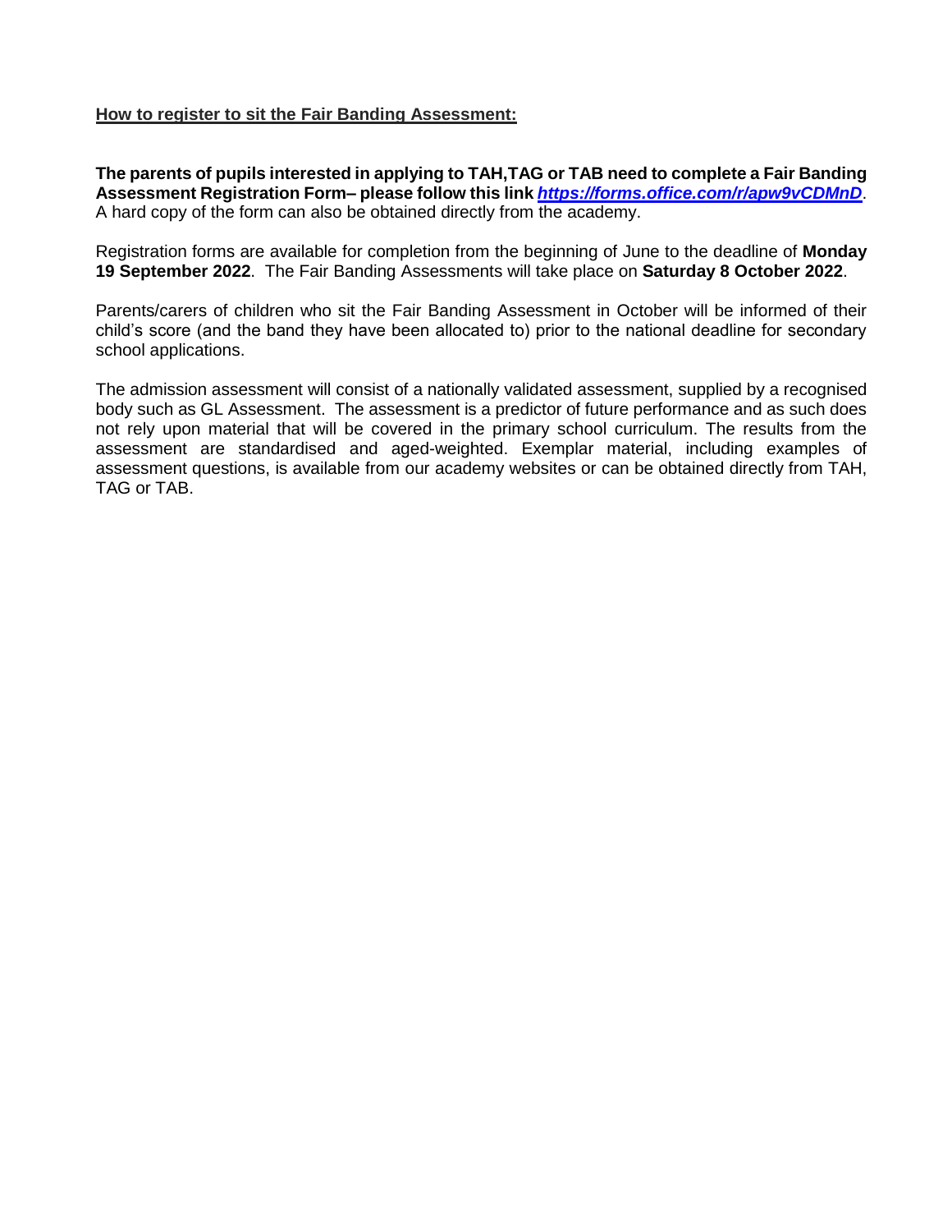**How to register to sit the Fair Banding Assessment:**

**The parents of pupils interested in applying to TAH,TAG or TAB need to complete a Fair Banding Assessment Registration Form– please follow this link *https://forms.office.com/r/apw9vCDMnD*.** A hard copy of the form can also be obtained directly from the academy.

Registration forms are available for completion from the beginning of June to the deadline of **Monday 19 September 2022**. The Fair Banding Assessments will take place on **Saturday 8 October 2022**.

Parents/carers of children who sit the Fair Banding Assessment in October will be informed of their child's score (and the band they have been allocated to) prior to the national deadline for secondary school applications.

The admission assessment will consist of a nationally validated assessment, supplied by a recognised body such as GL Assessment. The assessment is a predictor of future performance and as such does not rely upon material that will be covered in the primary school curriculum. The results from the assessment are standardised and aged-weighted. Exemplar material, including examples of assessment questions, is available from our academy websites or can be obtained directly from TAH, TAG or TAB.